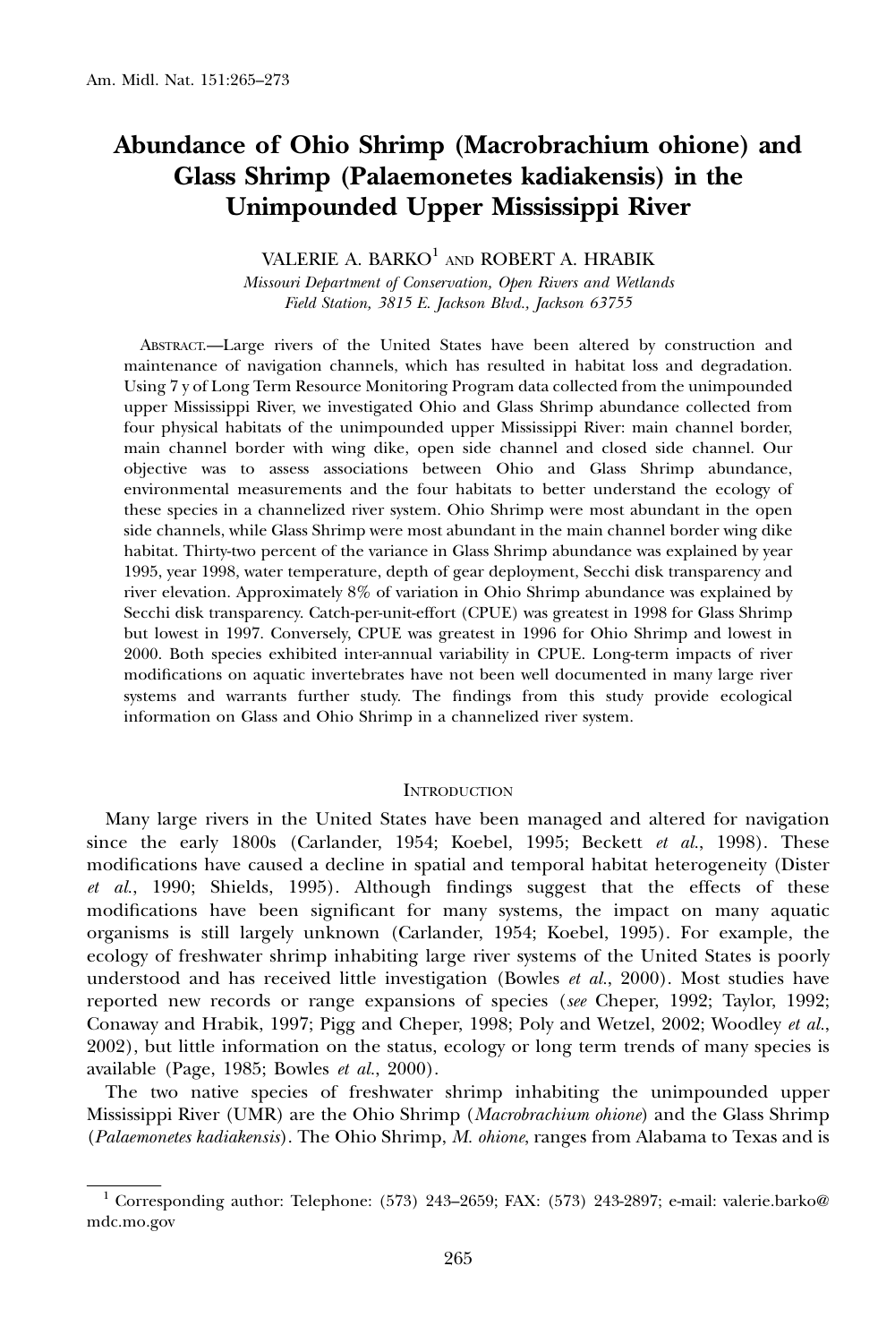# Abundance of Ohio Shrimp (Macrobrachium ohione) and Glass Shrimp (Palaemonetes kadiakensis) in the Unimpounded Upper Mississippi River

VALERIE A. BARKO[1] AND ROBERT A. HRABIK

*Missouri Department of Conservation, Open Rivers and Wetlands Field Station, 3815 E. Jackson Blvd., Jackson 63755*

ABSTRACT.—Large rivers of the United States have been altered by construction and maintenance of navigation channels, which has resulted in habitat loss and degradation. Using 7 y of Long Term Resource Monitoring Program data collected from the unimpounded upper Mississippi River, we investigated Ohio and Glass Shrimp abundance collected from four physical habitats of the unimpounded upper Mississippi River: main channel border, main channel border with wing dike, open side channel and closed side channel. Our objective was to assess associations between Ohio and Glass Shrimp abundance, environmental measurements and the four habitats to better understand the ecology of these species in a channelized river system. Ohio Shrimp were most abundant in the open side channels, while Glass Shrimp were most abundant in the main channel border wing dike habitat. Thirty-two percent of the variance in Glass Shrimp abundance was explained by year 1995, year 1998, water temperature, depth of gear deployment, Secchi disk transparency and river elevation. Approximately 8% of variation in Ohio Shrimp abundance was explained by Secchi disk transparency. Catch-per-unit-effort (CPUE) was greatest in 1998 for Glass Shrimp but lowest in 1997. Conversely, CPUE was greatest in 1996 for Ohio Shrimp and lowest in 2000. Both species exhibited inter-annual variability in CPUE. Long-term impacts of river modifications on aquatic invertebrates have not been well documented in many large river systems and warrants further study. The findings from this study provide ecological information on Glass and Ohio Shrimp in a channelized river system.

## INTRODUCTION

Many large rivers in the United States have been managed and altered for navigation since the early 1800s (Carlander, 1954; Koebel, 1995; Beckett *et al.*, 1998). These modifications have caused a decline in spatial and temporal habitat heterogeneity (Dister *et al.*, 1990; Shields, 1995). Although findings suggest that the effects of these modifications have been significant for many systems, the impact on many aquatic organisms is still largely unknown (Carlander, 1954; Koebel, 1995). For example, the ecology of freshwater shrimp inhabiting large river systems of the United States is poorly understood and has received little investigation (Bowles *et al.*, 2000). Most studies have reported new records or range expansions of species (*see* Cheper, 1992; Taylor, 1992; Conaway and Hrabik, 1997; Pigg and Cheper, 1998; Poly and Wetzel, 2002; Woodley *et al.*, 2002), but little information on the status, ecology or long term trends of many species is available (Page, 1985; Bowles *et al.*, 2000).

The two native species of freshwater shrimp inhabiting the unimpounded upper Mississippi River (UMR) are the Ohio Shrimp (*Macrobrachium ohione*) and the Glass Shrimp (*Palaemonetes kadiakensis*). The Ohio Shrimp, *M. ohione*, ranges from Alabama to Texas and is

[1] Corresponding author: Telephone: (573) 243–2659; FAX: (573) 243-2897; e-mail: valerie.barko@mdc.mo.gov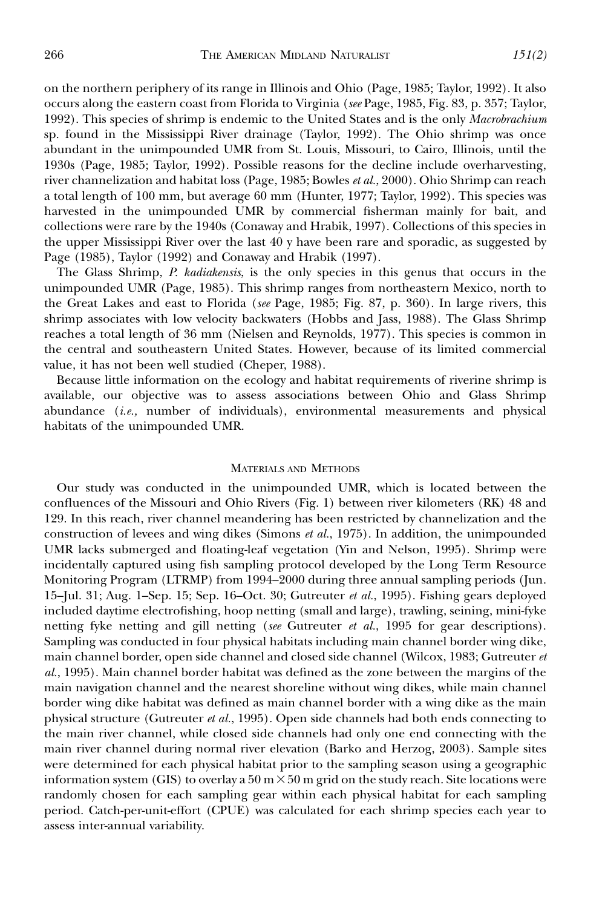on the northern periphery of its range in Illinois and Ohio (Page, 1985; Taylor, 1992). It also occurs along the eastern coast from Florida to Virginia (*see* Page, 1985, Fig. 83, p. 357; Taylor, 1992). This species of shrimp is endemic to the United States and is the only *Macrobrachium* sp. found in the Mississippi River drainage (Taylor, 1992). The Ohio shrimp was once abundant in the unimpounded UMR from St. Louis, Missouri, to Cairo, Illinois, until the 1930s (Page, 1985; Taylor, 1992). Possible reasons for the decline include overharvesting, river channelization and habitat loss (Page, 1985; Bowles *et al.*, 2000). Ohio Shrimp can reach a total length of 100 mm, but average 60 mm (Hunter, 1977; Taylor, 1992). This species was harvested in the unimpounded UMR by commercial fisherman mainly for bait, and collections were rare by the 1940s (Conaway and Hrabik, 1997). Collections of this species in the upper Mississippi River over the last 40 y have been rare and sporadic, as suggested by Page (1985), Taylor (1992) and Conaway and Hrabik (1997).

The Glass Shrimp, *P. kadiakensis*, is the only species in this genus that occurs in the unimpounded UMR (Page, 1985). This shrimp ranges from northeastern Mexico, north to the Great Lakes and east to Florida (*see* Page, 1985; Fig. 87, p. 360). In large rivers, this shrimp associates with low velocity backwaters (Hobbs and Jass, 1988). The Glass Shrimp reaches a total length of 36 mm (Nielsen and Reynolds, 1977). This species is common in the central and southeastern United States. However, because of its limited commercial value, it has not been well studied (Cheper, 1988).

Because little information on the ecology and habitat requirements of riverine shrimp is available, our objective was to assess associations between Ohio and Glass Shrimp abundance (*i.e.,* number of individuals), environmental measurements and physical habitats of the unimpounded UMR.

## Materials and Methods

Our study was conducted in the unimpounded UMR, which is located between the confluences of the Missouri and Ohio Rivers (Fig. 1) between river kilometers (RK) 48 and 129. In this reach, river channel meandering has been restricted by channelization and the construction of levees and wing dikes (Simons *et al.*, 1975). In addition, the unimpounded UMR lacks submerged and floating-leaf vegetation (Yin and Nelson, 1995). Shrimp were incidentally captured using fish sampling protocol developed by the Long Term Resource Monitoring Program (LTRMP) from 1994–2000 during three annual sampling periods (Jun. 15–Jul. 31; Aug. 1–Sep. 15; Sep. 16–Oct. 30; Gutreuter *et al.*, 1995). Fishing gears deployed included daytime electrofishing, hoop netting (small and large), trawling, seining, mini-fyke netting fyke netting and gill netting (*see* Gutreuter *et al.*, 1995 for gear descriptions). Sampling was conducted in four physical habitats including main channel border wing dike, main channel border, open side channel and closed side channel (Wilcox, 1983; Gutreuter *et al.*, 1995). Main channel border habitat was defined as the zone between the margins of the main navigation channel and the nearest shoreline without wing dikes, while main channel border wing dike habitat was defined as main channel border with a wing dike as the main physical structure (Gutreuter *et al.*, 1995). Open side channels had both ends connecting to the main river channel, while closed side channels had only one end connecting with the main river channel during normal river elevation (Barko and Herzog, 2003). Sample sites were determined for each physical habitat prior to the sampling season using a geographic information system (GIS) to overlay a 50 m $\times$ 50 m grid on the study reach. Site locations were randomly chosen for each sampling gear within each physical habitat for each sampling period. Catch-per-unit-effort (CPUE) was calculated for each shrimp species each year to assess inter-annual variability.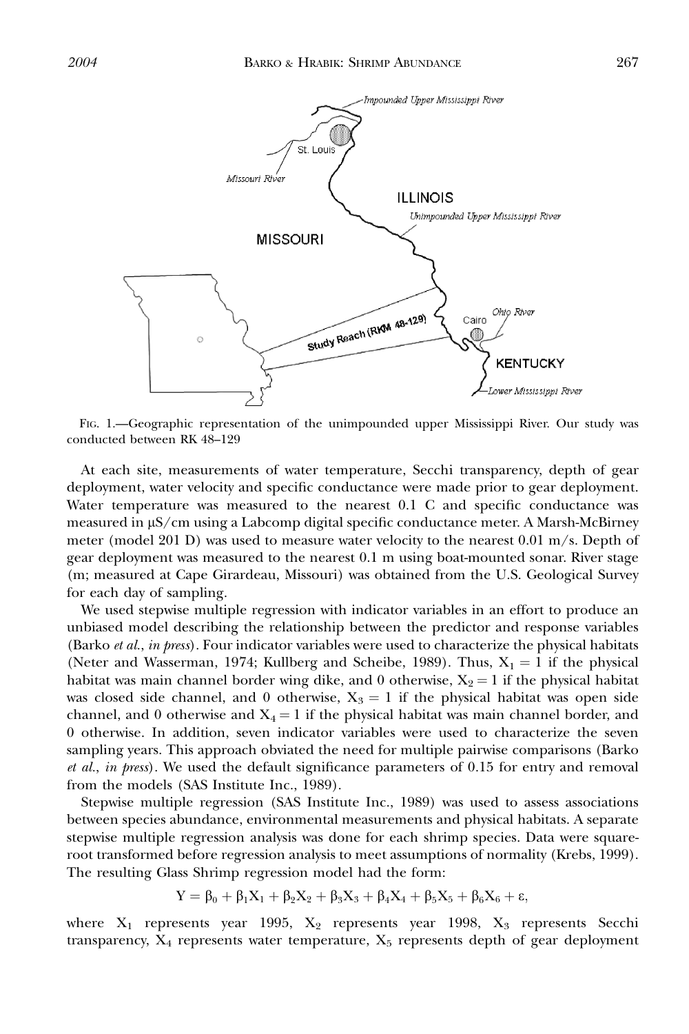FIG. 1.—Geographic representation of the unimpounded upper Mississippi River. Our study was conducted between RK 48–129

At each site, measurements of water temperature, Secchi transparency, depth of gear deployment, water velocity and specific conductance were made prior to gear deployment. Water temperature was measured to the nearest 0.1 C and specific conductance was measured in μS/cm using a Labcomp digital specific conductance meter. A Marsh-McBirney meter (model 201 D) was used to measure water velocity to the nearest 0.01 m/s. Depth of gear deployment was measured to the nearest 0.1 m using boat-mounted sonar. River stage (m; measured at Cape Girardeau, Missouri) was obtained from the U.S. Geological Survey for each day of sampling.

We used stepwise multiple regression with indicator variables in an effort to produce an unbiased model describing the relationship between the predictor and response variables (Barko *et al.*, *in press*). Four indicator variables were used to characterize the physical habitats (Neter and Wasserman, 1974; Kullberg and Scheibe, 1989). Thus, $X_1 = 1$ if the physical habitat was main channel border wing dike, and 0 otherwise, $X_2 = 1$ if the physical habitat was closed side channel, and 0 otherwise, $X_3 = 1$ if the physical habitat was open side channel, and 0 otherwise and $X_4 = 1$ if the physical habitat was main channel border, and 0 otherwise. In addition, seven indicator variables were used to characterize the seven sampling years. This approach obviated the need for multiple pairwise comparisons (Barko *et al.*, *in press*). We used the default significance parameters of 0.15 for entry and removal from the models (SAS Institute Inc., 1989).

Stepwise multiple regression (SAS Institute Inc., 1989) was used to assess associations between species abundance, environmental measurements and physical habitats. A separate stepwise multiple regression analysis was done for each shrimp species. Data were square-root transformed before regression analysis to meet assumptions of normality (Krebs, 1999). The resulting Glass Shrimp regression model had the form:

$$Y = \beta_0 + \beta_1 X_1 + \beta_2 X_2 + \beta_3 X_3 + \beta_4 X_4 + \beta_5 X_5 + \beta_6 X_6 + \varepsilon,$$

where $X_1$ represents year 1995, $X_2$ represents year 1998, $X_3$ represents Secchi transparency, $X_4$ represents water temperature, $X_5$ represents depth of gear deployment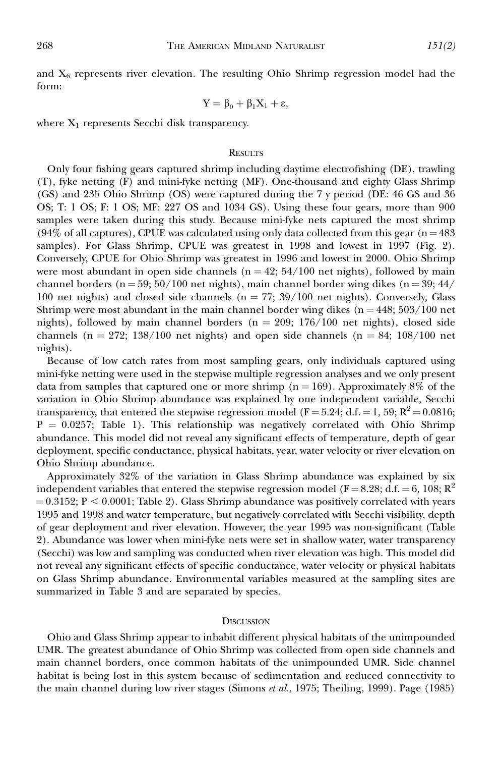and $X_6$ represents river elevation. The resulting Ohio Shrimp regression model had the form:

$$Y = \beta_0 + \beta_1 X_1 + \varepsilon,$$

where $X_1$ represents Secchi disk transparency.

## Results

Only four fishing gears captured shrimp including daytime electrofishing (DE), trawling (T), fyke netting (F) and mini-fyke netting (MF). One-thousand and eighty Glass Shrimp (GS) and 235 Ohio Shrimp (OS) were captured during the 7 y period (DE: 46 GS and 36 OS; T: 1 OS; F: 1 OS; MF: 227 OS and 1034 GS). Using these four gears, more than 900 samples were taken during this study. Because mini-fyke nets captured the most shrimp (94% of all captures), CPUE was calculated using only data collected from this gear ($n = 483$ samples). For Glass Shrimp, CPUE was greatest in 1998 and lowest in 1997 (Fig. 2). Conversely, CPUE for Ohio Shrimp was greatest in 1996 and lowest in 2000. Ohio Shrimp were most abundant in open side channels ($n = 42$; 54/100 net nights), followed by main channel borders ($n = 59$; 50/100 net nights), main channel border wing dikes ($n = 39$; 44/100 net nights) and closed side channels ($n = 77$; 39/100 net nights). Conversely, Glass Shrimp were most abundant in the main channel border wing dikes ($n = 448$; 503/100 net nights), followed by main channel borders ($n = 209$; 176/100 net nights), closed side channels ($n = 272$; 138/100 net nights) and open side channels ($n = 84$; 108/100 net nights).

Because of low catch rates from most sampling gears, only individuals captured using mini-fyke netting were used in the stepwise multiple regression analyses and we only present data from samples that captured one or more shrimp ($n = 169$). Approximately 8% of the variation in Ohio Shrimp abundance was explained by one independent variable, Secchi transparency, that entered the stepwise regression model ($F = 5.24$; d.f. $= 1, 59$; $R^2 = 0.0816$; $P = 0.0257$; Table 1). This relationship was negatively correlated with Ohio Shrimp abundance. This model did not reveal any significant effects of temperature, depth of gear deployment, specific conductance, physical habitats, year, water velocity or river elevation on Ohio Shrimp abundance.

Approximately 32% of the variation in Glass Shrimp abundance was explained by six independent variables that entered the stepwise regression model ($F = 8.28$; d.f. $= 6, 108$; $R^2 = 0.3152$; $P < 0.0001$; Table 2). Glass Shrimp abundance was positively correlated with years 1995 and 1998 and water temperature, but negatively correlated with Secchi visibility, depth of gear deployment and river elevation. However, the year 1995 was non-significant (Table 2). Abundance was lower when mini-fyke nets were set in shallow water, water transparency (Secchi) was low and sampling was conducted when river elevation was high. This model did not reveal any significant effects of specific conductance, water velocity or physical habitats on Glass Shrimp abundance. Environmental variables measured at the sampling sites are summarized in Table 3 and are separated by species.

## Discussion

Ohio and Glass Shrimp appear to inhabit different physical habitats of the unimpounded UMR. The greatest abundance of Ohio Shrimp was collected from open side channels and main channel borders, once common habitats of the unimpounded UMR. Side channel habitat is being lost in this system because of sedimentation and reduced connectivity to the main channel during low river stages (Simons *et al.*, 1975; Theiling, 1999). Page (1985)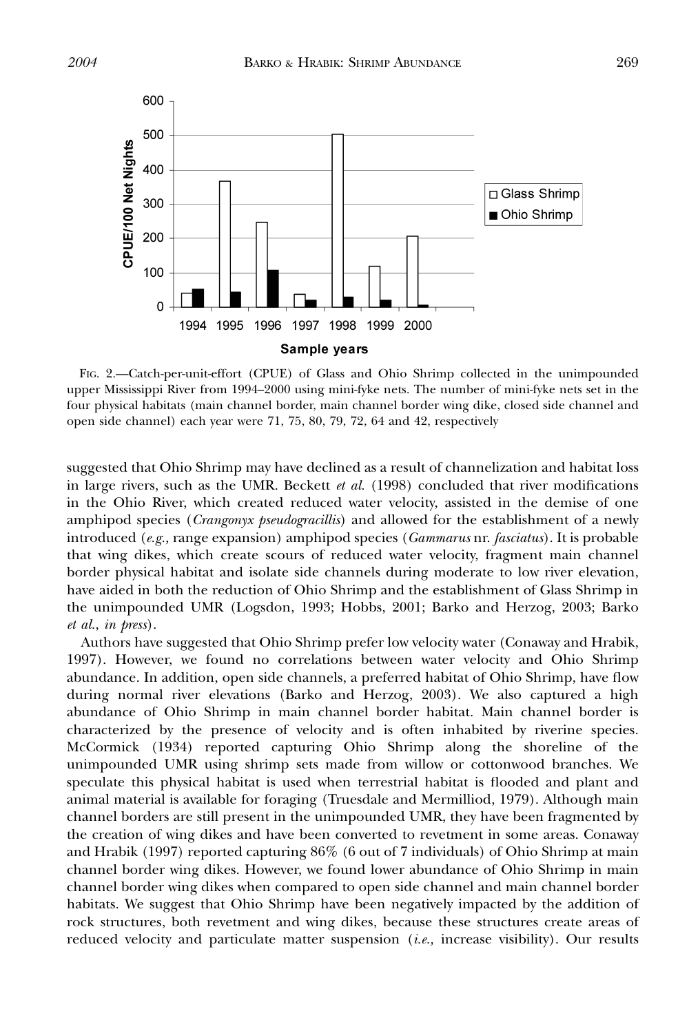FIG. 2.—Catch-per-unit-effort (CPUE) of Glass and Ohio Shrimp collected in the unimpounded upper Mississippi River from 1994–2000 using mini-fyke nets. The number of mini-fyke nets set in the four physical habitats (main channel border, main channel border wing dike, closed side channel and open side channel) each year were 71, 75, 80, 79, 72, 64 and 42, respectively

suggested that Ohio Shrimp may have declined as a result of channelization and habitat loss in large rivers, such as the UMR. Beckett *et al.* (1998) concluded that river modifications in the Ohio River, which created reduced water velocity, assisted in the demise of one amphipod species (*Crangonyx pseudogracillis*) and allowed for the establishment of a newly introduced (*e.g.,* range expansion) amphipod species (*Gammarus* nr. *fasciatus*). It is probable that wing dikes, which create scours of reduced water velocity, fragment main channel border physical habitat and isolate side channels during moderate to low river elevation, have aided in both the reduction of Ohio Shrimp and the establishment of Glass Shrimp in the unimpounded UMR (Logsdon, 1993; Hobbs, 2001; Barko and Herzog, 2003; Barko *et al.*, *in press*).

Authors have suggested that Ohio Shrimp prefer low velocity water (Conaway and Hrabik, 1997). However, we found no correlations between water velocity and Ohio Shrimp abundance. In addition, open side channels, a preferred habitat of Ohio Shrimp, have flow during normal river elevations (Barko and Herzog, 2003). We also captured a high abundance of Ohio Shrimp in main channel border habitat. Main channel border is characterized by the presence of velocity and is often inhabited by riverine species. McCormick (1934) reported capturing Ohio Shrimp along the shoreline of the unimpounded UMR using shrimp sets made from willow or cottonwood branches. We speculate this physical habitat is used when terrestrial habitat is flooded and plant and animal material is available for foraging (Truesdale and Mermilliod, 1979). Although main channel borders are still present in the unimpounded UMR, they have been fragmented by the creation of wing dikes and have been converted to revetment in some areas. Conaway and Hrabik (1997) reported capturing 86% (6 out of 7 individuals) of Ohio Shrimp at main channel border wing dikes. However, we found lower abundance of Ohio Shrimp in main channel border wing dikes when compared to open side channel and main channel border habitats. We suggest that Ohio Shrimp have been negatively impacted by the addition of rock structures, both revetment and wing dikes, because these structures create areas of reduced velocity and particulate matter suspension (*i.e.,* increase visibility). Our results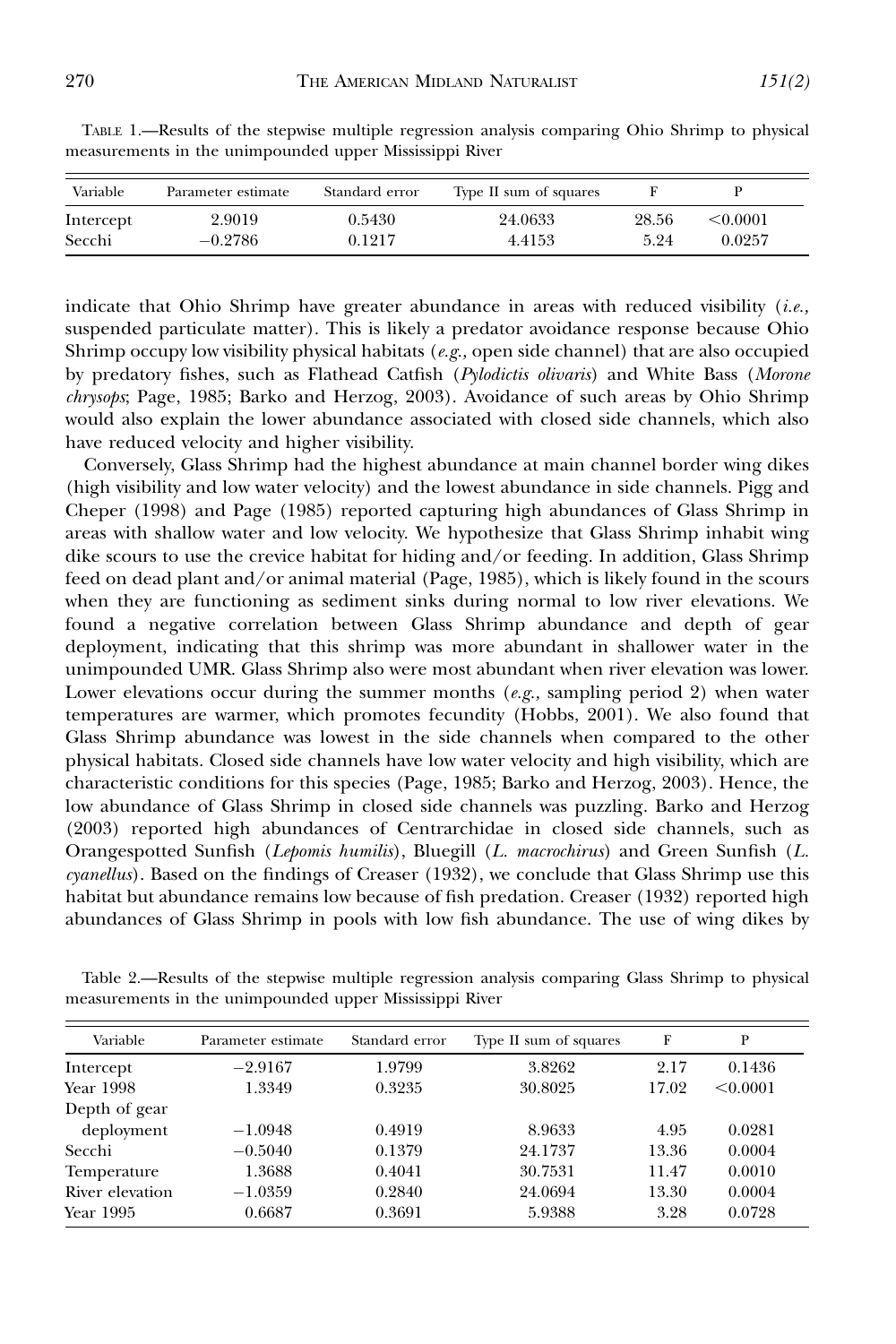TABLE 1.—Results of the stepwise multiple regression analysis comparing Ohio Shrimp to physical measurements in the unimpounded upper Mississippi River

| Variable | Parameter estimate | Standard error | Type II sum of squares | F | P |
|---|---|---|---|---|---|
| Intercept | 2.9019 | 0.5430 | 24.0633 | 28.56 | <0.0001 |
| Secchi | −0.2786 | 0.1217 | 4.4153 | 5.24 | 0.0257 |

indicate that Ohio Shrimp have greater abundance in areas with reduced visibility (*i.e.,* suspended particulate matter). This is likely a predator avoidance response because Ohio Shrimp occupy low visibility physical habitats (*e.g.,* open side channel) that are also occupied by predatory fishes, such as Flathead Catfish (*Pylodictis olivaris*) and White Bass (*Morone chrysops*; Page, 1985; Barko and Herzog, 2003). Avoidance of such areas by Ohio Shrimp would also explain the lower abundance associated with closed side channels, which also have reduced velocity and higher visibility.

Conversely, Glass Shrimp had the highest abundance at main channel border wing dikes (high visibility and low water velocity) and the lowest abundance in side channels. Pigg and Cheper (1998) and Page (1985) reported capturing high abundances of Glass Shrimp in areas with shallow water and low velocity. We hypothesize that Glass Shrimp inhabit wing dike scours to use the crevice habitat for hiding and/or feeding. In addition, Glass Shrimp feed on dead plant and/or animal material (Page, 1985), which is likely found in the scours when they are functioning as sediment sinks during normal to low river elevations. We found a negative correlation between Glass Shrimp abundance and depth of gear deployment, indicating that this shrimp was more abundant in shallower water in the unimpounded UMR. Glass Shrimp also were most abundant when river elevation was lower. Lower elevations occur during the summer months (*e.g.,* sampling period 2) when water temperatures are warmer, which promotes fecundity (Hobbs, 2001). We also found that Glass Shrimp abundance was lowest in the side channels when compared to the other physical habitats. Closed side channels have low water velocity and high visibility, which are characteristic conditions for this species (Page, 1985; Barko and Herzog, 2003). Hence, the low abundance of Glass Shrimp in closed side channels was puzzling. Barko and Herzog (2003) reported high abundances of Centrarchidae in closed side channels, such as Orangespotted Sunfish (*Lepomis humilis*), Bluegill (*L. macrochirus*) and Green Sunfish (*L. cyanellus*). Based on the findings of Creaser (1932), we conclude that Glass Shrimp use this habitat but abundance remains low because of fish predation. Creaser (1932) reported high abundances of Glass Shrimp in pools with low fish abundance. The use of wing dikes by

Table 2.—Results of the stepwise multiple regression analysis comparing Glass Shrimp to physical measurements in the unimpounded upper Mississippi River

| Variable | Parameter estimate | Standard error | Type II sum of squares | F | P |
|---|---|---|---|---|---|
| Intercept | −2.9167 | 1.9799 | 3.8262 | 2.17 | 0.1436 |
| Year 1998 | 1.3349 | 0.3235 | 30.8025 | 17.02 | <0.0001 |
| Depth of gear deployment | −1.0948 | 0.4919 | 8.9633 | 4.95 | 0.0281 |
| Secchi | −0.5040 | 0.1379 | 24.1737 | 13.36 | 0.0004 |
| Temperature | 1.3688 | 0.4041 | 30.7531 | 11.47 | 0.0010 |
| River elevation | −1.0359 | 0.2840 | 24.0694 | 13.30 | 0.0004 |
| Year 1995 | 0.6687 | 0.3691 | 5.9388 | 3.28 | 0.0728 |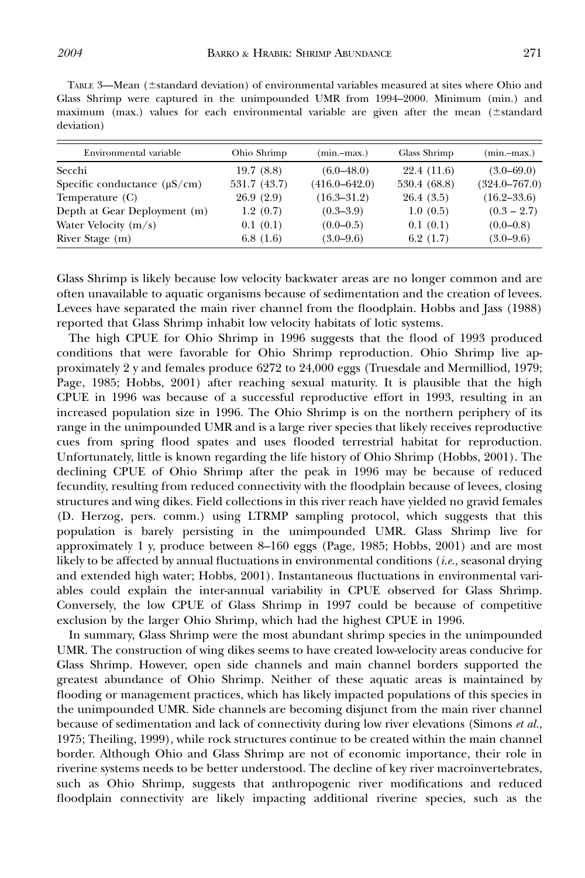TABLE 3—Mean (±standard deviation) of environmental variables measured at sites where Ohio and Glass Shrimp were captured in the unimpounded UMR from 1994–2000. Minimum (min.) and maximum (max.) values for each environmental variable are given after the mean (±standard deviation)

| Environmental variable | Ohio Shrimp | (min.–max.) | Glass Shrimp | (min.–max.) |
|---|---|---|---|---|
| Secchi | 19.7 (8.8) | (6.0–48.0) | 22.4 (11.6) | (3.0–69.0) |
| Specific conductance (μS/cm) | 531.7 (43.7) | (416.0–642.0) | 530.4 (68.8) | (324.0–767.0) |
| Temperature (C) | 26.9 (2.9) | (16.3–31.2) | 26.4 (3.5) | (16.2–33.6) |
| Depth at Gear Deployment (m) | 1.2 (0.7) | (0.3–3.9) | 1.0 (0.5) | (0.3 – 2.7) |
| Water Velocity (m/s) | 0.1 (0.1) | (0.0–0.5) | 0.1 (0.1) | (0.0–0.8) |
| River Stage (m) | 6.8 (1.6) | (3.0–9.6) | 6.2 (1.7) | (3.0–9.6) |

Glass Shrimp is likely because low velocity backwater areas are no longer common and are often unavailable to aquatic organisms because of sedimentation and the creation of levees. Levees have separated the main river channel from the floodplain. Hobbs and Jass (1988) reported that Glass Shrimp inhabit low velocity habitats of lotic systems.

The high CPUE for Ohio Shrimp in 1996 suggests that the flood of 1993 produced conditions that were favorable for Ohio Shrimp reproduction. Ohio Shrimp live approximately 2 y and females produce 6272 to 24,000 eggs (Truesdale and Mermilliod, 1979; Page, 1985; Hobbs, 2001) after reaching sexual maturity. It is plausible that the high CPUE in 1996 was because of a successful reproductive effort in 1993, resulting in an increased population size in 1996. The Ohio Shrimp is on the northern periphery of its range in the unimpounded UMR and is a large river species that likely receives reproductive cues from spring flood spates and uses flooded terrestrial habitat for reproduction. Unfortunately, little is known regarding the life history of Ohio Shrimp (Hobbs, 2001). The declining CPUE of Ohio Shrimp after the peak in 1996 may be because of reduced fecundity, resulting from reduced connectivity with the floodplain because of levees, closing structures and wing dikes. Field collections in this river reach have yielded no gravid females (D. Herzog, pers. comm.) using LTRMP sampling protocol, which suggests that this population is barely persisting in the unimpounded UMR. Glass Shrimp live for approximately 1 y, produce between 8–160 eggs (Page, 1985; Hobbs, 2001) and are most likely to be affected by annual fluctuations in environmental conditions (*i.e.,* seasonal drying and extended high water; Hobbs, 2001). Instantaneous fluctuations in environmental variables could explain the inter-annual variability in CPUE observed for Glass Shrimp. Conversely, the low CPUE of Glass Shrimp in 1997 could be because of competitive exclusion by the larger Ohio Shrimp, which had the highest CPUE in 1996.

In summary, Glass Shrimp were the most abundant shrimp species in the unimpounded UMR. The construction of wing dikes seems to have created low-velocity areas conducive for Glass Shrimp. However, open side channels and main channel borders supported the greatest abundance of Ohio Shrimp. Neither of these aquatic areas is maintained by flooding or management practices, which has likely impacted populations of this species in the unimpounded UMR. Side channels are becoming disjunct from the main river channel because of sedimentation and lack of connectivity during low river elevations (Simons *et al.*, 1975; Theiling, 1999), while rock structures continue to be created within the main channel border. Although Ohio and Glass Shrimp are not of economic importance, their role in riverine systems needs to be better understood. The decline of key river macroinvertebrates, such as Ohio Shrimp, suggests that anthropogenic river modifications and reduced floodplain connectivity are likely impacting additional riverine species, such as the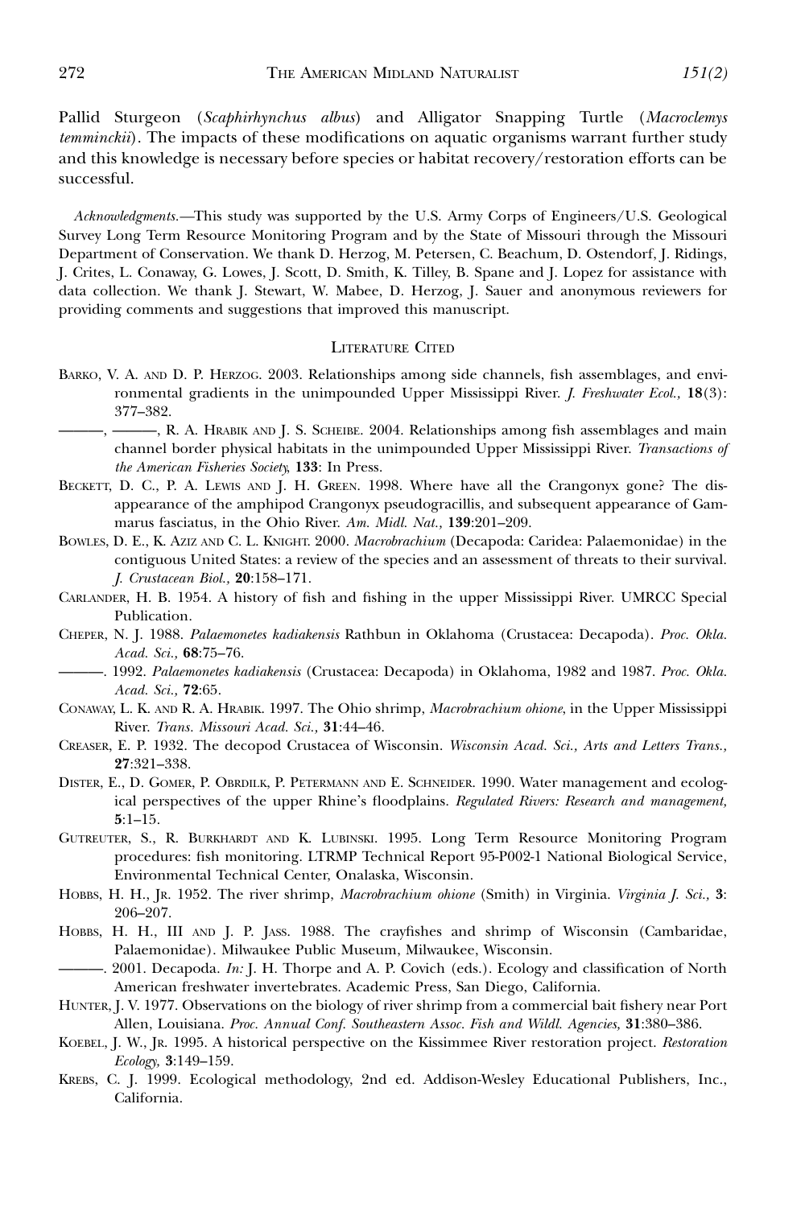Pallid Sturgeon (*Scaphirhynchus albus*) and Alligator Snapping Turtle (*Macroclemys temminckii*). The impacts of these modifications on aquatic organisms warrant further study and this knowledge is necessary before species or habitat recovery/restoration efforts can be successful.

*Acknowledgments.*—This study was supported by the U.S. Army Corps of Engineers/U.S. Geological Survey Long Term Resource Monitoring Program and by the State of Missouri through the Missouri Department of Conservation. We thank D. Herzog, M. Petersen, C. Beachum, D. Ostendorf, J. Ridings, J. Crites, L. Conaway, G. Lowes, J. Scott, D. Smith, K. Tilley, B. Spane and J. Lopez for assistance with data collection. We thank J. Stewart, W. Mabee, D. Herzog, J. Sauer and anonymous reviewers for providing comments and suggestions that improved this manuscript.

## Literature Cited

Barko, V. A. and D. P. Herzog. 2003. Relationships among side channels, fish assemblages, and environmental gradients in the unimpounded Upper Mississippi River. *J. Freshwater Ecol.,* **18**(3): 377–382.

———, ———, R. A. Hrabik and J. S. Scheibe. 2004. Relationships among fish assemblages and main channel border physical habitats in the unimpounded Upper Mississippi River. *Transactions of the American Fisheries Society,* **133**: In Press.

Beckett, D. C., P. A. Lewis and J. H. Green. 1998. Where have all the Crangonyx gone? The disappearance of the amphipod Crangonyx pseudogracillis, and subsequent appearance of Gammarus fasciatus, in the Ohio River. *Am. Midl. Nat.,* **139**:201–209.

Bowles, D. E., K. Aziz and C. L. Knight. 2000. *Macrobrachium* (Decapoda: Caridea: Palaemonidae) in the contiguous United States: a review of the species and an assessment of threats to their survival. *J. Crustacean Biol.,* **20**:158–171.

Carlander, H. B. 1954. A history of fish and fishing in the upper Mississippi River. UMRCC Special Publication.

Cheper, N. J. 1988. *Palaemonetes kadiakensis* Rathbun in Oklahoma (Crustacea: Decapoda). *Proc. Okla. Acad. Sci.,* **68**:75–76.

———. 1992. *Palaemonetes kadiakensis* (Crustacea: Decapoda) in Oklahoma, 1982 and 1987. *Proc. Okla. Acad. Sci.,* **72**:65.

Conaway, L. K. and R. A. Hrabik. 1997. The Ohio shrimp, *Macrobrachium ohione*, in the Upper Mississippi River. *Trans. Missouri Acad. Sci.,* **31**:44–46.

Creaser, E. P. 1932. The decopod Crustacea of Wisconsin. *Wisconsin Acad. Sci., Arts and Letters Trans.,* **27**:321–338.

Dister, E., D. Gomer, P. Obrdilk, P. Petermann and E. Schneider. 1990. Water management and ecological perspectives of the upper Rhine's floodplains. *Regulated Rivers: Research and management,* **5**:1–15.

Gutreuter, S., R. Burkhardt and K. Lubinski. 1995. Long Term Resource Monitoring Program procedures: fish monitoring. LTRMP Technical Report 95-P002-1 National Biological Service, Environmental Technical Center, Onalaska, Wisconsin.

Hobbs, H. H., Jr. 1952. The river shrimp, *Macrobrachium ohione* (Smith) in Virginia. *Virginia J. Sci.,* **3**: 206–207.

Hobbs, H. H., III and J. P. Jass. 1988. The crayfishes and shrimp of Wisconsin (Cambaridae, Palaemonidae). Milwaukee Public Museum, Milwaukee, Wisconsin.

———. 2001. Decapoda. *In:* J. H. Thorpe and A. P. Covich (eds.). Ecology and classification of North American freshwater invertebrates. Academic Press, San Diego, California.

Hunter, J. V. 1977. Observations on the biology of river shrimp from a commercial bait fishery near Port Allen, Louisiana. *Proc. Annual Conf. Southeastern Assoc. Fish and Wildl. Agencies,* **31**:380–386.

Koebel, J. W., Jr. 1995. A historical perspective on the Kissimmee River restoration project. *Restoration Ecology,* **3**:149–159.

Krebs, C. J. 1999. Ecological methodology, 2nd ed. Addison-Wesley Educational Publishers, Inc., California.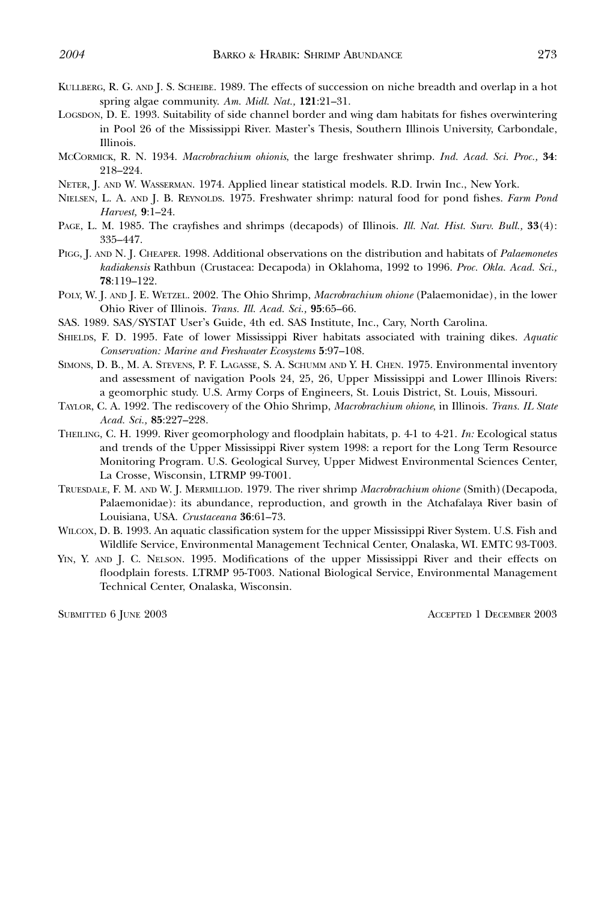KULLBERG, R. G. AND J. S. SCHEIBE. 1989. The effects of succession on niche breadth and overlap in a hot spring algae community. *Am. Midl. Nat.,* **121**:21–31.

LOGSDON, D. E. 1993. Suitability of side channel border and wing dam habitats for fishes overwintering in Pool 26 of the Mississippi River. Master's Thesis, Southern Illinois University, Carbondale, Illinois.

MCCORMICK, R. N. 1934. *Macrobrachium ohionis*, the large freshwater shrimp. *Ind. Acad. Sci. Proc.,* **34**: 218–224.

NETER, J. AND W. WASSERMAN. 1974. Applied linear statistical models. R.D. Irwin Inc., New York.

NIELSEN, L. A. AND J. B. REYNOLDS. 1975. Freshwater shrimp: natural food for pond fishes. *Farm Pond Harvest,* **9**:1–24.

PAGE, L. M. 1985. The crayfishes and shrimps (decapods) of Illinois. *Ill. Nat. Hist. Surv. Bull.,* **33**(4): 335–447.

PIGG, J. AND N. J. CHEAPER. 1998. Additional observations on the distribution and habitats of *Palaemonetes kadiakensis* Rathbun (Crustacea: Decapoda) in Oklahoma, 1992 to 1996. *Proc. Okla. Acad. Sci.,* **78**:119–122.

POLY, W. J. AND J. E. WETZEL. 2002. The Ohio Shrimp, *Macrobrachium ohione* (Palaemonidae), in the lower Ohio River of Illinois. *Trans. Ill. Acad. Sci.,* **95**:65–66.

SAS. 1989. SAS/SYSTAT User's Guide, 4th ed. SAS Institute, Inc., Cary, North Carolina.

SHIELDS, F. D. 1995. Fate of lower Mississippi River habitats associated with training dikes. *Aquatic Conservation: Marine and Freshwater Ecosystems* **5**:97–108.

SIMONS, D. B., M. A. STEVENS, P. F. LAGASSE, S. A. SCHUMM AND Y. H. CHEN. 1975. Environmental inventory and assessment of navigation Pools 24, 25, 26, Upper Mississippi and Lower Illinois Rivers: a geomorphic study. U.S. Army Corps of Engineers, St. Louis District, St. Louis, Missouri.

TAYLOR, C. A. 1992. The rediscovery of the Ohio Shrimp, *Macrobrachium ohione*, in Illinois. *Trans. IL State Acad. Sci.,* **85**:227–228.

THEILING, C. H. 1999. River geomorphology and floodplain habitats, p. 4-1 to 4-21. *In:* Ecological status and trends of the Upper Mississippi River system 1998: a report for the Long Term Resource Monitoring Program. U.S. Geological Survey, Upper Midwest Environmental Sciences Center, La Crosse, Wisconsin, LTRMP 99-T001.

TRUESDALE, F. M. AND W. J. MERMILLIOD. 1979. The river shrimp *Macrobrachium ohione* (Smith) (Decapoda, Palaemonidae): its abundance, reproduction, and growth in the Atchafalaya River basin of Louisiana, USA. *Crustaceana* **36**:61–73.

WILCOX, D. B. 1993. An aquatic classification system for the upper Mississippi River System. U.S. Fish and Wildlife Service, Environmental Management Technical Center, Onalaska, WI. EMTC 93-T003.

YIN, Y. AND J. C. NELSON. 1995. Modifications of the upper Mississippi River and their effects on floodplain forests. LTRMP 95-T003. National Biological Service, Environmental Management Technical Center, Onalaska, Wisconsin.

SUBMITTED 6 JUNE 2003 ACCEPTED 1 DECEMBER 2003